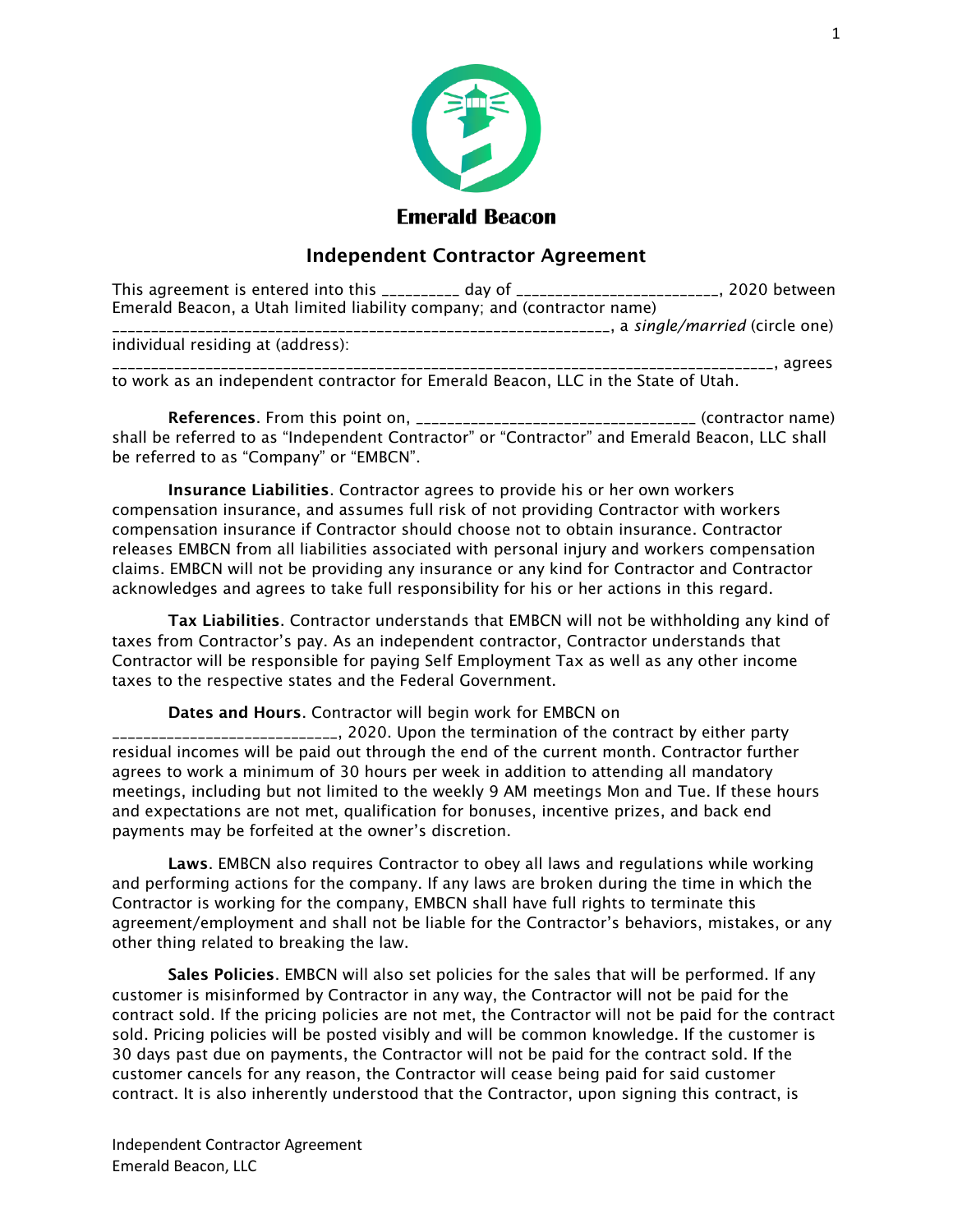**Emerald Beacon**

## Independent Contractor Agreement

This agreement is entered into this __________ day of __________________________, 2020 between Emerald Beacon, a Utah limited liability company; and (contractor name) ________________________________________________________________, a *single/married* (circle one) individual residing at (address): ____________________________________________________________________________________, agrees to work as an independent contractor for Emerald Beacon, LLC in the State of Utah.

**References**. From this point on, ____________________________________ (contractor name) shall be referred to as "Independent Contractor" or "Contractor" and Emerald Beacon, LLC shall be referred to as "Company" or "EMBCN".

**Insurance Liabilities**. Contractor agrees to provide his or her own workers compensation insurance, and assumes full risk of not providing Contractor with workers compensation insurance if Contractor should choose not to obtain insurance. Contractor releases EMBCN from all liabilities associated with personal injury and workers compensation claims. EMBCN will not be providing any insurance or any kind for Contractor and Contractor acknowledges and agrees to take full responsibility for his or her actions in this regard.

**Tax Liabilities**. Contractor understands that EMBCN will not be withholding any kind of taxes from Contractor's pay. As an independent contractor, Contractor understands that Contractor will be responsible for paying Self Employment Tax as well as any other income taxes to the respective states and the Federal Government.

**Dates and Hours**. Contractor will begin work for EMBCN on _____________________________, 2020. Upon the termination of the contract by either party residual incomes will be paid out through the end of the current month. Contractor further agrees to work a minimum of 30 hours per week in addition to attending all mandatory meetings, including but not limited to the weekly 9 AM meetings Mon and Tue. If these hours and expectations are not met, qualification for bonuses, incentive prizes, and back end payments may be forfeited at the owner's discretion.

**Laws**. EMBCN also requires Contractor to obey all laws and regulations while working and performing actions for the company. If any laws are broken during the time in which the Contractor is working for the company, EMBCN shall have full rights to terminate this agreement/employment and shall not be liable for the Contractor's behaviors, mistakes, or any other thing related to breaking the law.

**Sales Policies**. EMBCN will also set policies for the sales that will be performed. If any customer is misinformed by Contractor in any way, the Contractor will not be paid for the contract sold. If the pricing policies are not met, the Contractor will not be paid for the contract sold. Pricing policies will be posted visibly and will be common knowledge. If the customer is 30 days past due on payments, the Contractor will not be paid for the contract sold. If the customer cancels for any reason, the Contractor will cease being paid for said customer contract. It is also inherently understood that the Contractor, upon signing this contract, is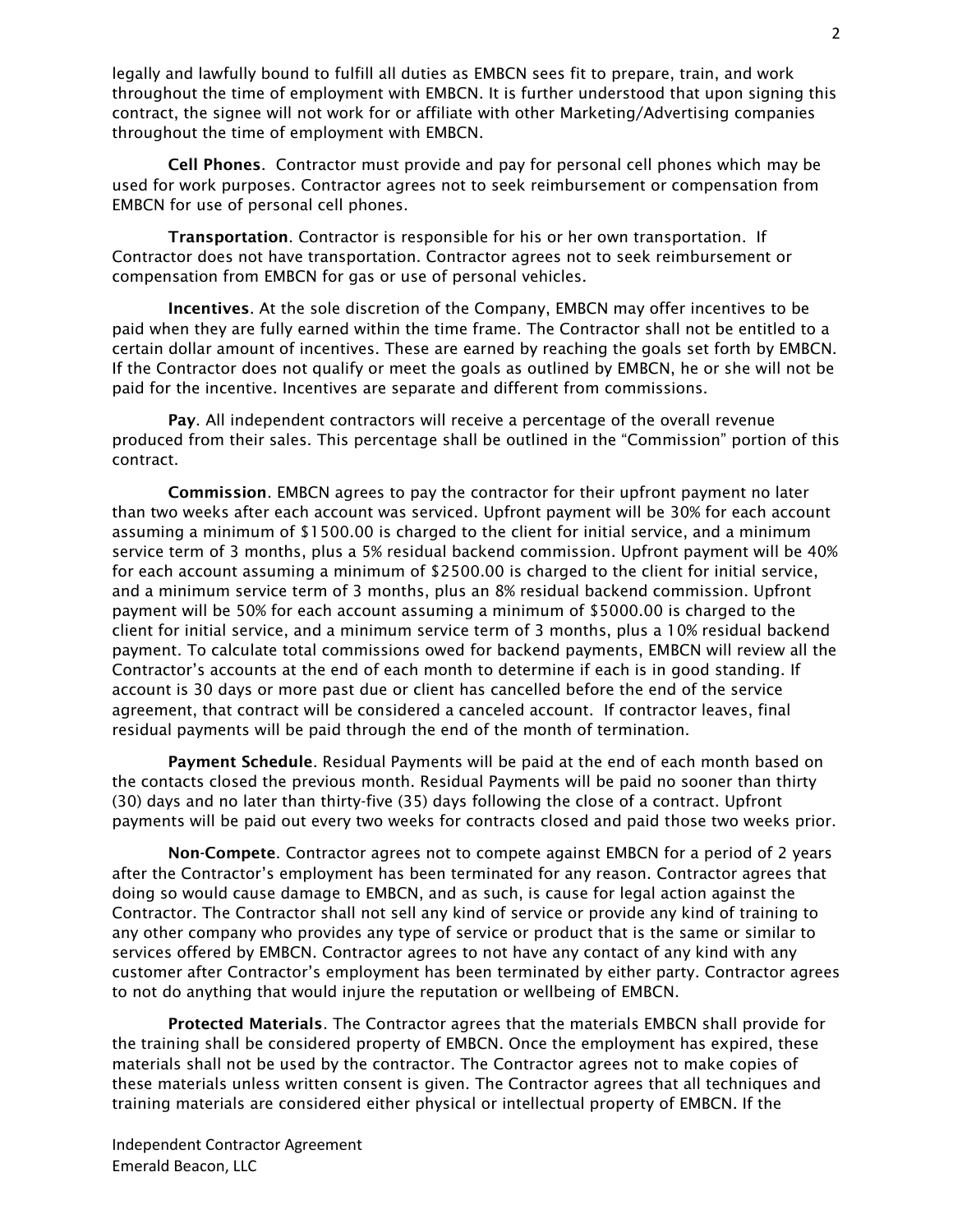legally and lawfully bound to fulfill all duties as EMBCN sees fit to prepare, train, and work throughout the time of employment with EMBCN. It is further understood that upon signing this contract, the signee will not work for or affiliate with other Marketing/Advertising companies throughout the time of employment with EMBCN.

**Cell Phones**. Contractor must provide and pay for personal cell phones which may be used for work purposes. Contractor agrees not to seek reimbursement or compensation from EMBCN for use of personal cell phones.

**Transportation**. Contractor is responsible for his or her own transportation. If Contractor does not have transportation. Contractor agrees not to seek reimbursement or compensation from EMBCN for gas or use of personal vehicles.

**Incentives**. At the sole discretion of the Company, EMBCN may offer incentives to be paid when they are fully earned within the time frame. The Contractor shall not be entitled to a certain dollar amount of incentives. These are earned by reaching the goals set forth by EMBCN. If the Contractor does not qualify or meet the goals as outlined by EMBCN, he or she will not be paid for the incentive. Incentives are separate and different from commissions.

**Pay**. All independent contractors will receive a percentage of the overall revenue produced from their sales. This percentage shall be outlined in the "Commission" portion of this contract.

**Commission**. EMBCN agrees to pay the contractor for their upfront payment no later than two weeks after each account was serviced. Upfront payment will be 30% for each account assuming a minimum of $1500.00 is charged to the client for initial service, and a minimum service term of 3 months, plus a 5% residual backend commission. Upfront payment will be 40% for each account assuming a minimum of $2500.00 is charged to the client for initial service, and a minimum service term of 3 months, plus an 8% residual backend commission. Upfront payment will be 50% for each account assuming a minimum of $5000.00 is charged to the client for initial service, and a minimum service term of 3 months, plus a 10% residual backend payment. To calculate total commissions owed for backend payments, EMBCN will review all the Contractor's accounts at the end of each month to determine if each is in good standing. If account is 30 days or more past due or client has cancelled before the end of the service agreement, that contract will be considered a canceled account. If contractor leaves, final residual payments will be paid through the end of the month of termination.

**Payment Schedule**. Residual Payments will be paid at the end of each month based on the contacts closed the previous month. Residual Payments will be paid no sooner than thirty (30) days and no later than thirty-five (35) days following the close of a contract. Upfront payments will be paid out every two weeks for contracts closed and paid those two weeks prior.

**Non-Compete**. Contractor agrees not to compete against EMBCN for a period of 2 years after the Contractor's employment has been terminated for any reason. Contractor agrees that doing so would cause damage to EMBCN, and as such, is cause for legal action against the Contractor. The Contractor shall not sell any kind of service or provide any kind of training to any other company who provides any type of service or product that is the same or similar to services offered by EMBCN. Contractor agrees to not have any contact of any kind with any customer after Contractor's employment has been terminated by either party. Contractor agrees to not do anything that would injure the reputation or wellbeing of EMBCN.

**Protected Materials**. The Contractor agrees that the materials EMBCN shall provide for the training shall be considered property of EMBCN. Once the employment has expired, these materials shall not be used by the contractor. The Contractor agrees not to make copies of these materials unless written consent is given. The Contractor agrees that all techniques and training materials are considered either physical or intellectual property of EMBCN. If the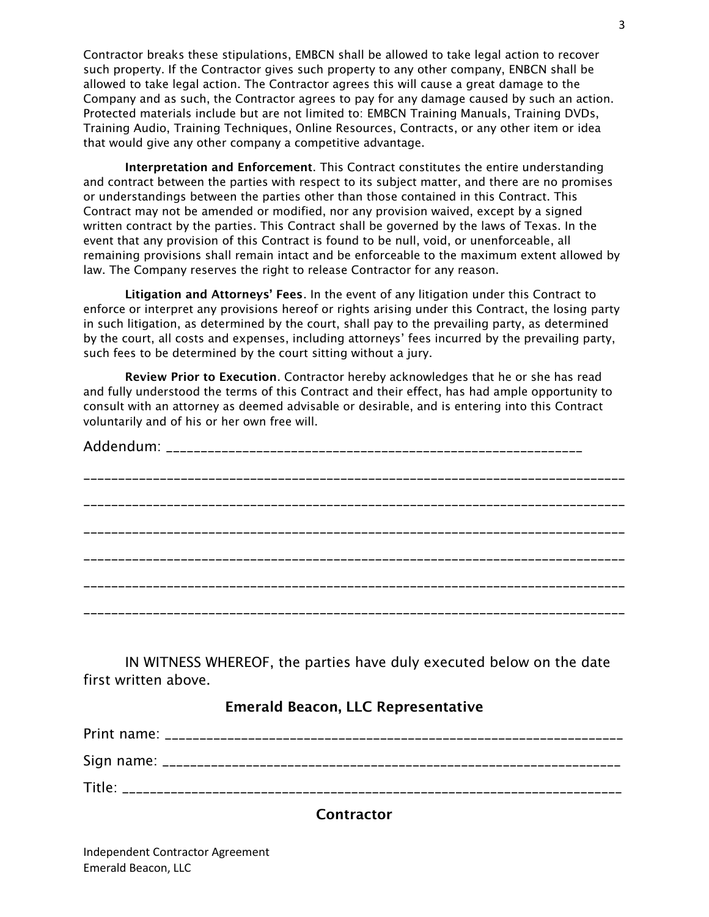Contractor breaks these stipulations, EMBCN shall be allowed to take legal action to recover such property. If the Contractor gives such property to any other company, ENBCN shall be allowed to take legal action. The Contractor agrees this will cause a great damage to the Company and as such, the Contractor agrees to pay for any damage caused by such an action. Protected materials include but are not limited to: EMBCN Training Manuals, Training DVDs, Training Audio, Training Techniques, Online Resources, Contracts, or any other item or idea that would give any other company a competitive advantage.

**Interpretation and Enforcement**. This Contract constitutes the entire understanding and contract between the parties with respect to its subject matter, and there are no promises or understandings between the parties other than those contained in this Contract. This Contract may not be amended or modified, nor any provision waived, except by a signed written contract by the parties. This Contract shall be governed by the laws of Texas. In the event that any provision of this Contract is found to be null, void, or unenforceable, all remaining provisions shall remain intact and be enforceable to the maximum extent allowed by law. The Company reserves the right to release Contractor for any reason.

**Litigation and Attorneys' Fees**. In the event of any litigation under this Contract to enforce or interpret any provisions hereof or rights arising under this Contract, the losing party in such litigation, as determined by the court, shall pay to the prevailing party, as determined by the court, all costs and expenses, including attorneys' fees incurred by the prevailing party, such fees to be determined by the court sitting without a jury.

**Review Prior to Execution**. Contractor hereby acknowledges that he or she has read and fully understood the terms of this Contract and their effect, has had ample opportunity to consult with an attorney as deemed advisable or desirable, and is entering into this Contract voluntarily and of his or her own free will.

Addendum: ____________________________________________________________

______________________________________________________________________________

______________________________________________________________________________

______________________________________________________________________________

______________________________________________________________________________

______________________________________________________________________________

______________________________________________________________________________

IN WITNESS WHEREOF, the parties have duly executed below on the date first written above.

**Emerald Beacon, LLC Representative**

Print name: _________________________________________________________________

Sign name: _________________________________________________________________

Title: ______________________________________________________________________

**Contractor**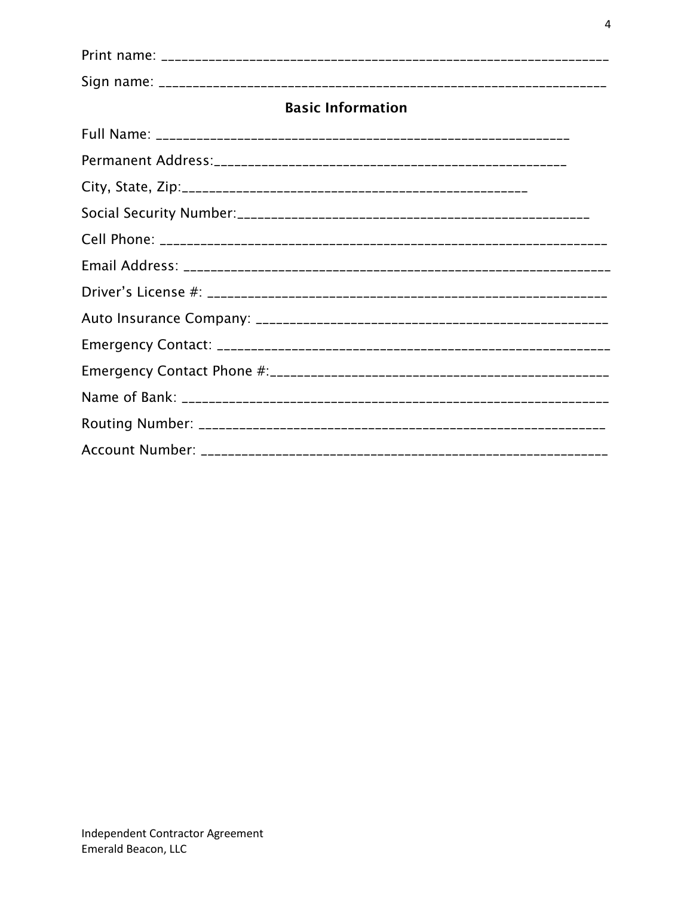Print name: _________________________________________________________________

Sign name: _________________________________________________________________

## Basic Information

Full Name: ______________________________________________________________

Permanent Address:_____________________________________________________

City, State, Zip:________________________________________________

Social Security Number:___________________________________________________

Cell Phone: _________________________________________________________________

Email Address: _______________________________________________________________

Driver's License #: __________________________________________________________

Auto Insurance Company: _____________________________________________________

Emergency Contact: ___________________________________________________________

Emergency Contact Phone #:____________________________________________________

Name of Bank: _______________________________________________________________

Routing Number: _____________________________________________________________

Account Number: _____________________________________________________________